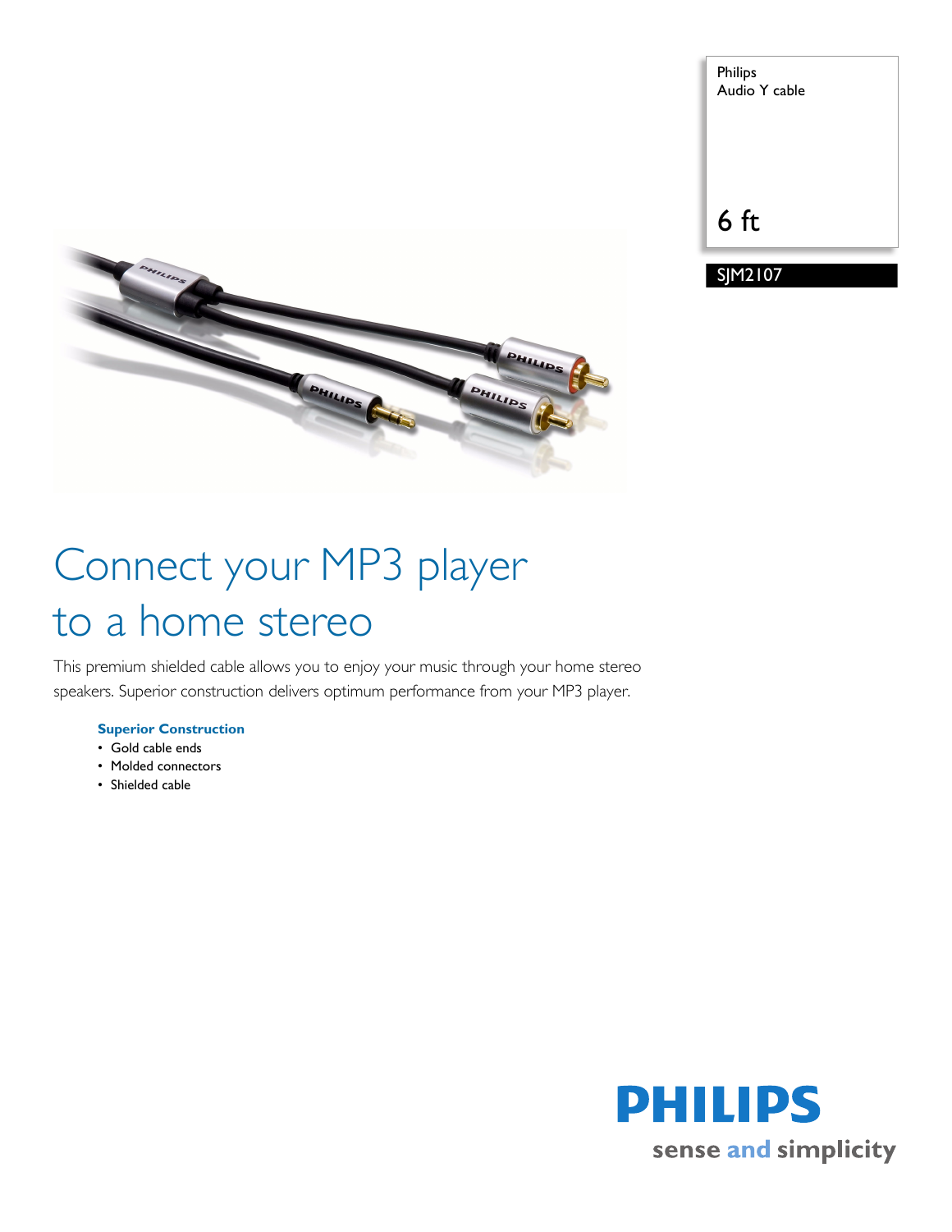Philips
Audio Y cable

6 ft

SJM2107

# Connect your MP3 player to a home stereo

This premium shielded cable allows you to enjoy your music through your home stereo speakers. Superior construction delivers optimum performance from your MP3 player.

**Superior Construction**

- Gold cable ends
- Molded connectors
- Shielded cable

PHILIPS
sense and simplicity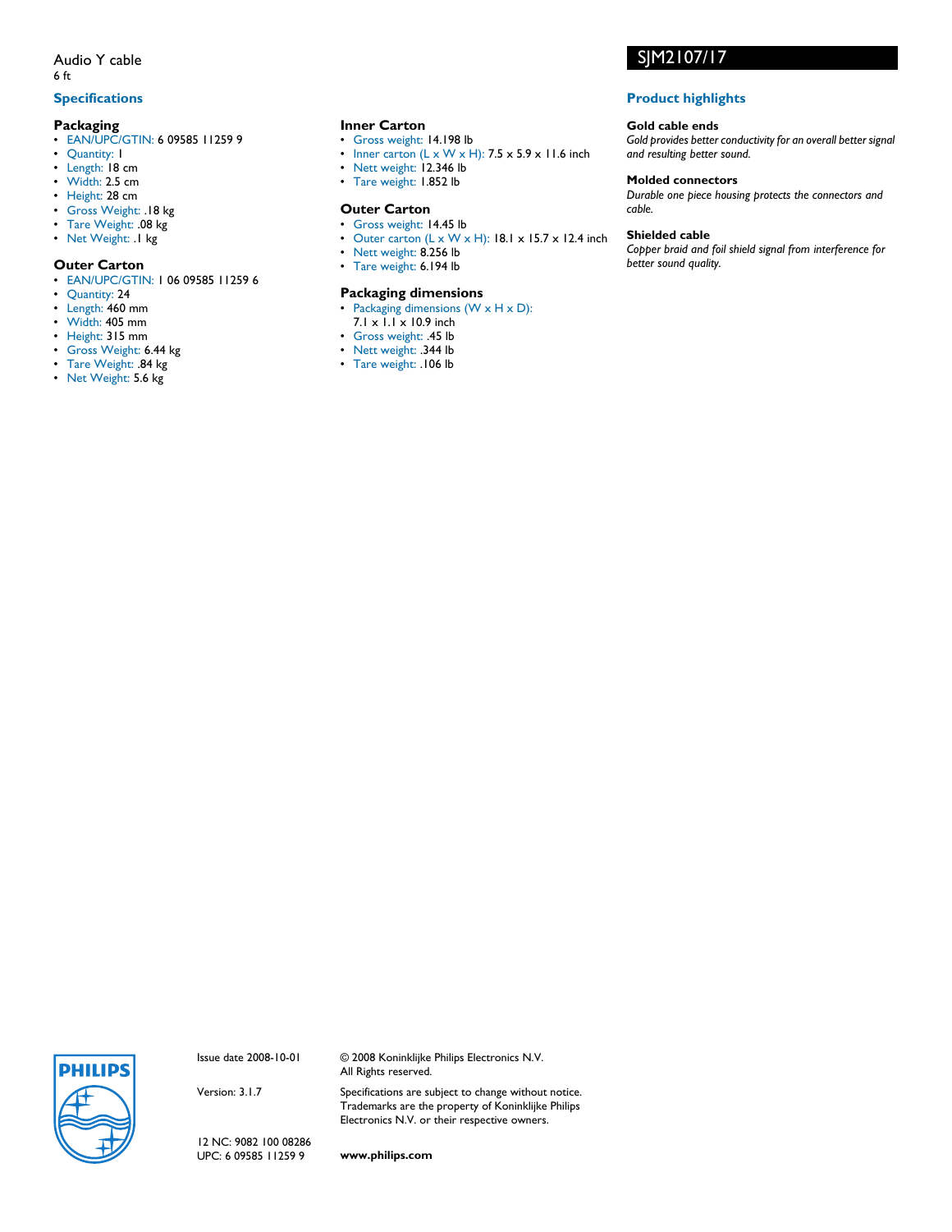Audio Y cable
6 ft

# SJM2107/17

## Specifications

### Packaging
- EAN/UPC/GTIN: 6 09585 11259 9
- Quantity: 1
- Length: 18 cm
- Width: 2.5 cm
- Height: 28 cm
- Gross Weight: .18 kg
- Tare Weight: .08 kg
- Net Weight: .1 kg

### Outer Carton
- EAN/UPC/GTIN: 1 06 09585 11259 6
- Quantity: 24
- Length: 460 mm
- Width: 405 mm
- Height: 315 mm
- Gross Weight: 6.44 kg
- Tare Weight: .84 kg
- Net Weight: 5.6 kg

### Inner Carton
- Gross weight: 14.198 lb
- Inner carton (L x W x H): 7.5 x 5.9 x 11.6 inch
- Nett weight: 12.346 lb
- Tare weight: 1.852 lb

### Outer Carton
- Gross weight: 14.45 lb
- Outer carton (L x W x H): 18.1 x 15.7 x 12.4 inch
- Nett weight: 8.256 lb
- Tare weight: 6.194 lb

### Packaging dimensions
- Packaging dimensions (W x H x D): 7.1 x 1.1 x 10.9 inch
- Gross weight: .45 lb
- Nett weight: .344 lb
- Tare weight: .106 lb

## Product highlights

**Gold cable ends**
*Gold provides better conductivity for an overall better signal and resulting better sound.*

**Molded connectors**
*Durable one piece housing protects the connectors and cable.*

**Shielded cable**
*Copper braid and foil shield signal from interference for better sound quality.*

Issue date 2008-10-01

Version: 3.1.7

12 NC: 9082 100 08286
UPC: 6 09585 11259 9

© 2008 Koninklijke Philips Electronics N.V.
All Rights reserved.

Specifications are subject to change without notice. Trademarks are the property of Koninklijke Philips Electronics N.V. or their respective owners.

**www.philips.com**